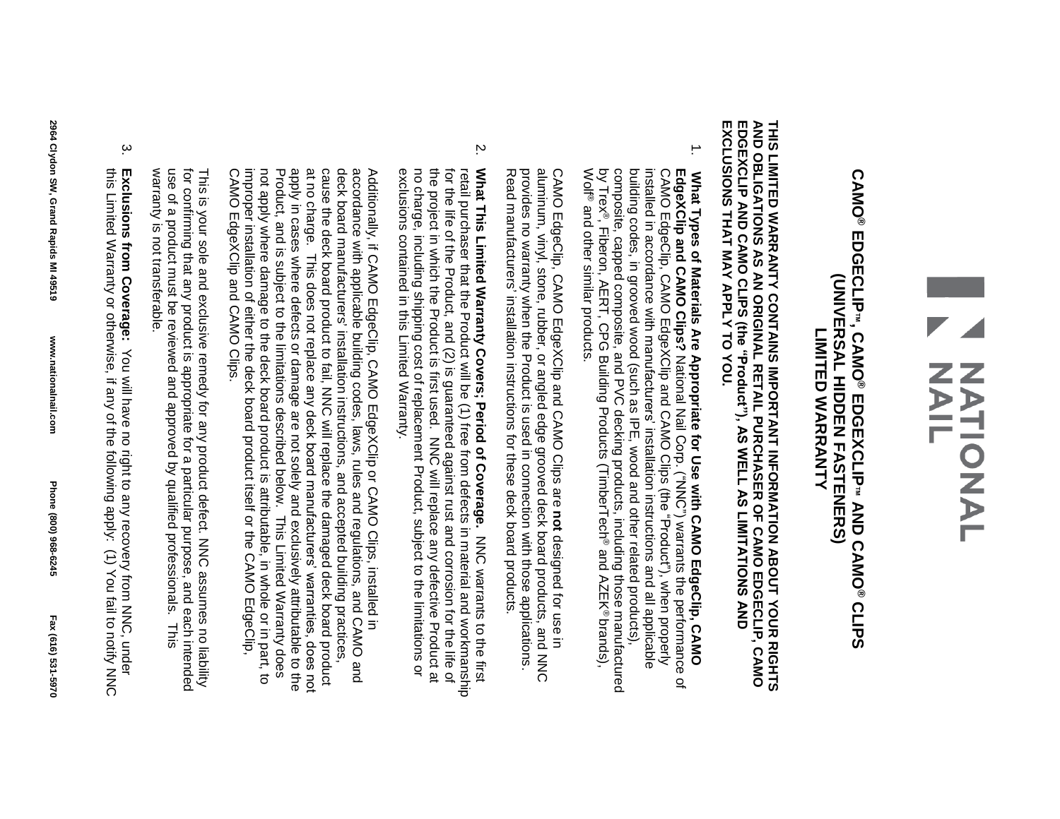# NATIONAL NAIL

## CAMO® EDGECLIP™, CAMO® EDGEXCLIP™ AND CAMO® CLIPS (UNIVERSAL HIDDEN FASTENERS) LIMITED WARRANTY

**THIS LIMITED WARRANTY CONTAINS IMPORTANT INFORMATION ABOUT YOUR RIGHTS AND OBLIGATIONS AS AN ORIGINAL RETAIL PURCHASER OF CAMO EDGECLIP, CAMO EDGEXCLIP AND CAMO CLIPS (the "Product"), AS WELL AS LIMITATIONS AND EXCLUSIONS THAT MAY APPLY TO YOU.**

1. **What Types of Materials Are Appropriate for Use with CAMO EdgeClip, CAMO EdgeXClip and CAMO Clips?** National Nail Corp. ("NNC") warrants the performance of CAMO EdgeClip, CAMO EdgeXClip and CAMO Clips (the "Product"), when properly installed in accordance with manufacturers' installation instructions and all applicable building codes, in grooved wood (such as IPE, wood and other related products), composite, capped composite, and PVC decking products, including those manufactured by Trex®, Fiberon, AERT, CPG Building Products (TimberTech® and AZEK® brands), Wolf® and other similar products.

   CAMO EdgeClip, CAMO EdgeXClip and CAMO Clips are **not** designed for use in aluminum, vinyl, stone, rubber, or angled edge grooved deck board products, and NNC provides no warranty when the Product is used in connection with those applications. Read manufacturers' installation instructions for these deck board products.

2. **What This Limited Warranty Covers; Period of Coverage.** NNC warrants to the first retail purchaser that the Product will be (1) free from defects in material and workmanship for the life of the Product, and (2) is guaranteed against rust and corrosion for the life of the project in which the Product is first used. NNC will replace any defective Product at no charge, including shipping cost of replacement Product, subject to the limitations or exclusions contained in this Limited Warranty.

   Additionally, if CAMO EdgeClip, CAMO EdgeXClip or CAMO Clips, installed in accordance with applicable building codes, laws, rules and regulations, and CAMO and deck board manufacturers' installation instructions, and accepted building practices, cause the deck board product to fail, NNC will replace the damaged deck board product at no charge. This does not replace any deck board manufacturers' warranties, does not apply in cases where defects or damage are not solely and exclusively attributable to the Product, and is subject to the limitations described below. This Limited Warranty does not apply where damage to the deck board product is attributable, in whole or in part, to improper installation of either the deck board product itself or the CAMO EdgeClip, CAMO EdgeXClip and CAMO Clips.

   This is your sole and exclusive remedy for any product defect. NNC assumes no liability for confirming that any product is appropriate for a particular purpose, and each intended use of a product must be reviewed and approved by qualified professionals. This warranty is not transferable.

3. **Exclusions from Coverage:** You will have no right to any recovery from NNC, under this Limited Warranty or otherwise, if any of the following apply: (1) You fail to notify NNC

2964 Clydon SW, Grand Rapids MI 49519 www.nationalnail.com Phone (800) 968-6245 Fax (616) 531-5970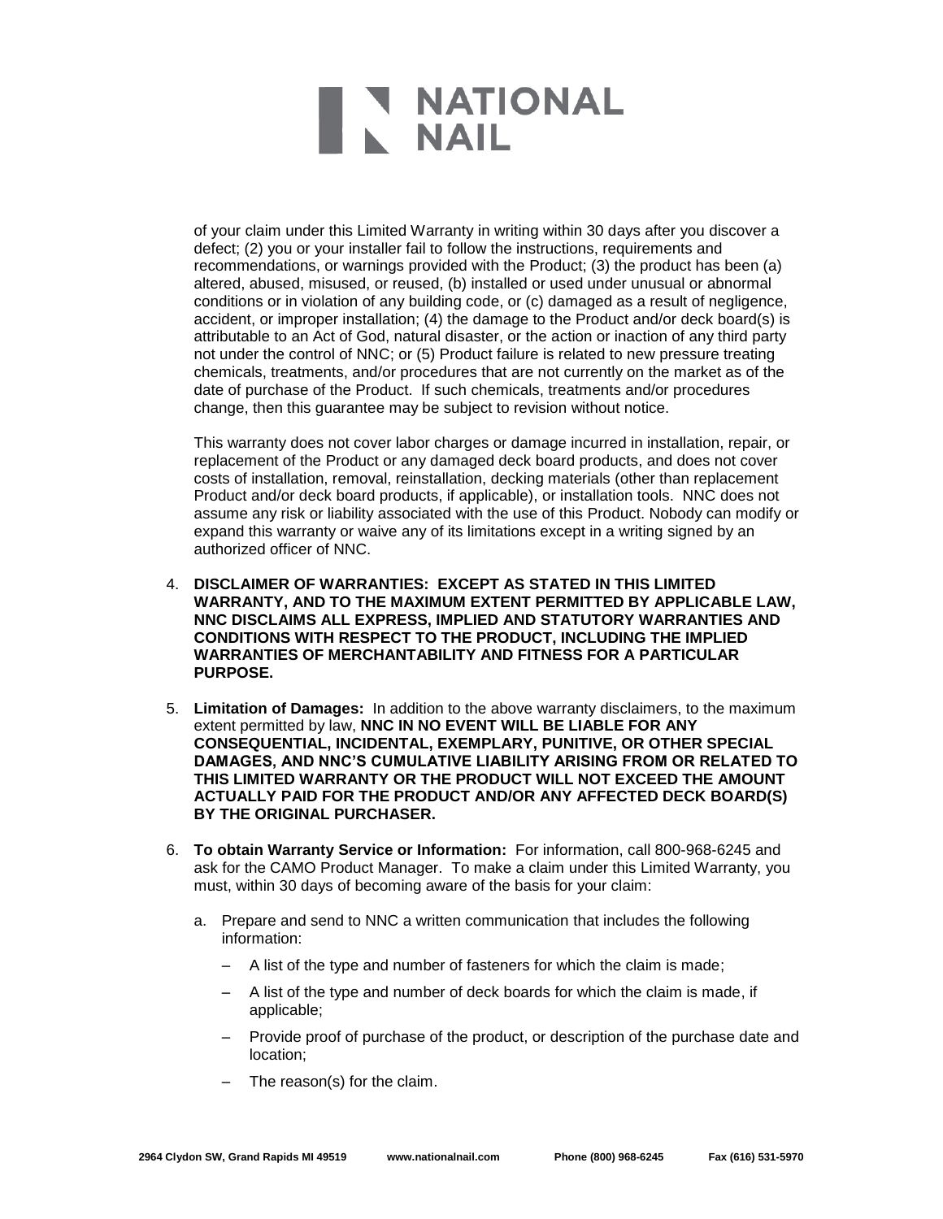of your claim under this Limited Warranty in writing within 30 days after you discover a defect; (2) you or your installer fail to follow the instructions, requirements and recommendations, or warnings provided with the Product; (3) the product has been (a) altered, abused, misused, or reused, (b) installed or used under unusual or abnormal conditions or in violation of any building code, or (c) damaged as a result of negligence, accident, or improper installation; (4) the damage to the Product and/or deck board(s) is attributable to an Act of God, natural disaster, or the action or inaction of any third party not under the control of NNC; or (5) Product failure is related to new pressure treating chemicals, treatments, and/or procedures that are not currently on the market as of the date of purchase of the Product. If such chemicals, treatments and/or procedures change, then this guarantee may be subject to revision without notice.

This warranty does not cover labor charges or damage incurred in installation, repair, or replacement of the Product or any damaged deck board products, and does not cover costs of installation, removal, reinstallation, decking materials (other than replacement Product and/or deck board products, if applicable), or installation tools. NNC does not assume any risk or liability associated with the use of this Product. Nobody can modify or expand this warranty or waive any of its limitations except in a writing signed by an authorized officer of NNC.

4. **DISCLAIMER OF WARRANTIES: EXCEPT AS STATED IN THIS LIMITED WARRANTY, AND TO THE MAXIMUM EXTENT PERMITTED BY APPLICABLE LAW, NNC DISCLAIMS ALL EXPRESS, IMPLIED AND STATUTORY WARRANTIES AND CONDITIONS WITH RESPECT TO THE PRODUCT, INCLUDING THE IMPLIED WARRANTIES OF MERCHANTABILITY AND FITNESS FOR A PARTICULAR PURPOSE.**

5. **Limitation of Damages:** In addition to the above warranty disclaimers, to the maximum extent permitted by law, **NNC IN NO EVENT WILL BE LIABLE FOR ANY CONSEQUENTIAL, INCIDENTAL, EXEMPLARY, PUNITIVE, OR OTHER SPECIAL DAMAGES, AND NNC'S CUMULATIVE LIABILITY ARISING FROM OR RELATED TO THIS LIMITED WARRANTY OR THE PRODUCT WILL NOT EXCEED THE AMOUNT ACTUALLY PAID FOR THE PRODUCT AND/OR ANY AFFECTED DECK BOARD(S) BY THE ORIGINAL PURCHASER.**

6. **To obtain Warranty Service or Information:** For information, call 800-968-6245 and ask for the CAMO Product Manager. To make a claim under this Limited Warranty, you must, within 30 days of becoming aware of the basis for your claim:

   a. Prepare and send to NNC a written communication that includes the following information:

      – A list of the type and number of fasteners for which the claim is made;

      – A list of the type and number of deck boards for which the claim is made, if applicable;

      – Provide proof of purchase of the product, or description of the purchase date and location;

      – The reason(s) for the claim.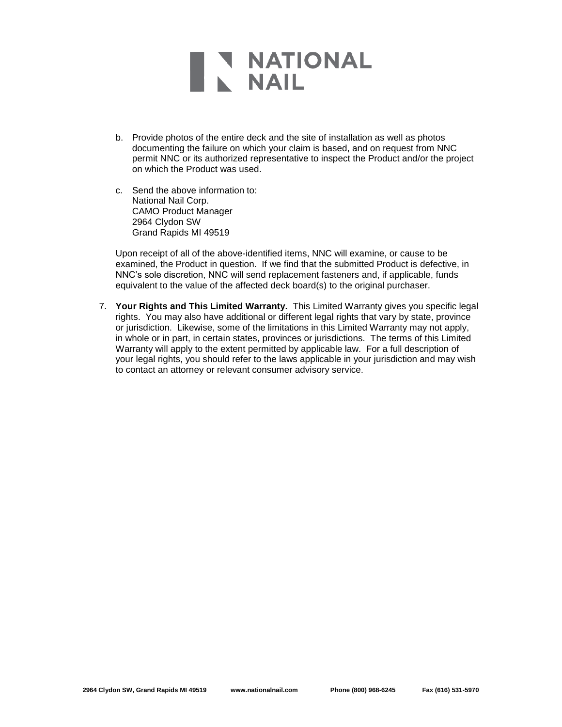b. Provide photos of the entire deck and the site of installation as well as photos documenting the failure on which your claim is based, and on request from NNC permit NNC or its authorized representative to inspect the Product and/or the project on which the Product was used.

c. Send the above information to:
National Nail Corp.
CAMO Product Manager
2964 Clydon SW
Grand Rapids MI 49519

Upon receipt of all of the above-identified items, NNC will examine, or cause to be examined, the Product in question. If we find that the submitted Product is defective, in NNC's sole discretion, NNC will send replacement fasteners and, if applicable, funds equivalent to the value of the affected deck board(s) to the original purchaser.

7. **Your Rights and This Limited Warranty.** This Limited Warranty gives you specific legal rights. You may also have additional or different legal rights that vary by state, province or jurisdiction. Likewise, some of the limitations in this Limited Warranty may not apply, in whole or in part, in certain states, provinces or jurisdictions. The terms of this Limited Warranty will apply to the extent permitted by applicable law. For a full description of your legal rights, you should refer to the laws applicable in your jurisdiction and may wish to contact an attorney or relevant consumer advisory service.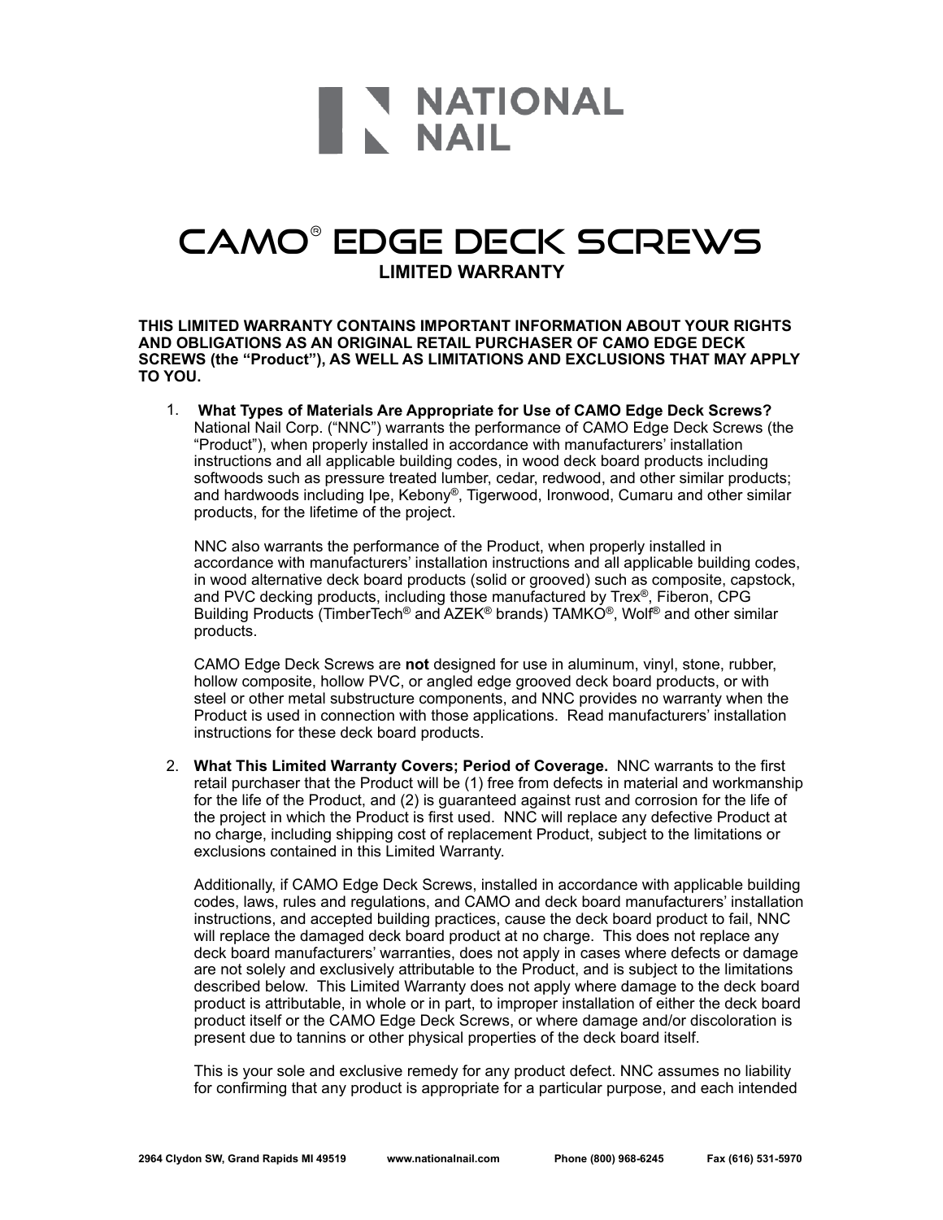# NATIONAL NAIL

# CAMO® EDGE DECK SCREWS

## LIMITED WARRANTY

**THIS LIMITED WARRANTY CONTAINS IMPORTANT INFORMATION ABOUT YOUR RIGHTS AND OBLIGATIONS AS AN ORIGINAL RETAIL PURCHASER OF CAMO EDGE DECK SCREWS (the "Product"), AS WELL AS LIMITATIONS AND EXCLUSIONS THAT MAY APPLY TO YOU.**

1. **What Types of Materials Are Appropriate for Use of CAMO Edge Deck Screws?** National Nail Corp. ("NNC") warrants the performance of CAMO Edge Deck Screws (the "Product"), when properly installed in accordance with manufacturers' installation instructions and all applicable building codes, in wood deck board products including softwoods such as pressure treated lumber, cedar, redwood, and other similar products; and hardwoods including Ipe, Kebony®, Tigerwood, Ironwood, Cumaru and other similar products, for the lifetime of the project.

   NNC also warrants the performance of the Product, when properly installed in accordance with manufacturers' installation instructions and all applicable building codes, in wood alternative deck board products (solid or grooved) such as composite, capstock, and PVC decking products, including those manufactured by Trex®, Fiberon, CPG Building Products (TimberTech® and AZEK® brands) TAMKO®, Wolf® and other similar products.

   CAMO Edge Deck Screws are **not** designed for use in aluminum, vinyl, stone, rubber, hollow composite, hollow PVC, or angled edge grooved deck board products, or with steel or other metal substructure components, and NNC provides no warranty when the Product is used in connection with those applications. Read manufacturers' installation instructions for these deck board products.

2. **What This Limited Warranty Covers; Period of Coverage.** NNC warrants to the first retail purchaser that the Product will be (1) free from defects in material and workmanship for the life of the Product, and (2) is guaranteed against rust and corrosion for the life of the project in which the Product is first used. NNC will replace any defective Product at no charge, including shipping cost of replacement Product, subject to the limitations or exclusions contained in this Limited Warranty.

   Additionally, if CAMO Edge Deck Screws, installed in accordance with applicable building codes, laws, rules and regulations, and CAMO and deck board manufacturers' installation instructions, and accepted building practices, cause the deck board product to fail, NNC will replace the damaged deck board product at no charge. This does not replace any deck board manufacturers' warranties, does not apply in cases where defects or damage are not solely and exclusively attributable to the Product, and is subject to the limitations described below. This Limited Warranty does not apply where damage to the deck board product is attributable, in whole or in part, to improper installation of either the deck board product itself or the CAMO Edge Deck Screws, or where damage and/or discoloration is present due to tannins or other physical properties of the deck board itself.

   This is your sole and exclusive remedy for any product defect. NNC assumes no liability for confirming that any product is appropriate for a particular purpose, and each intended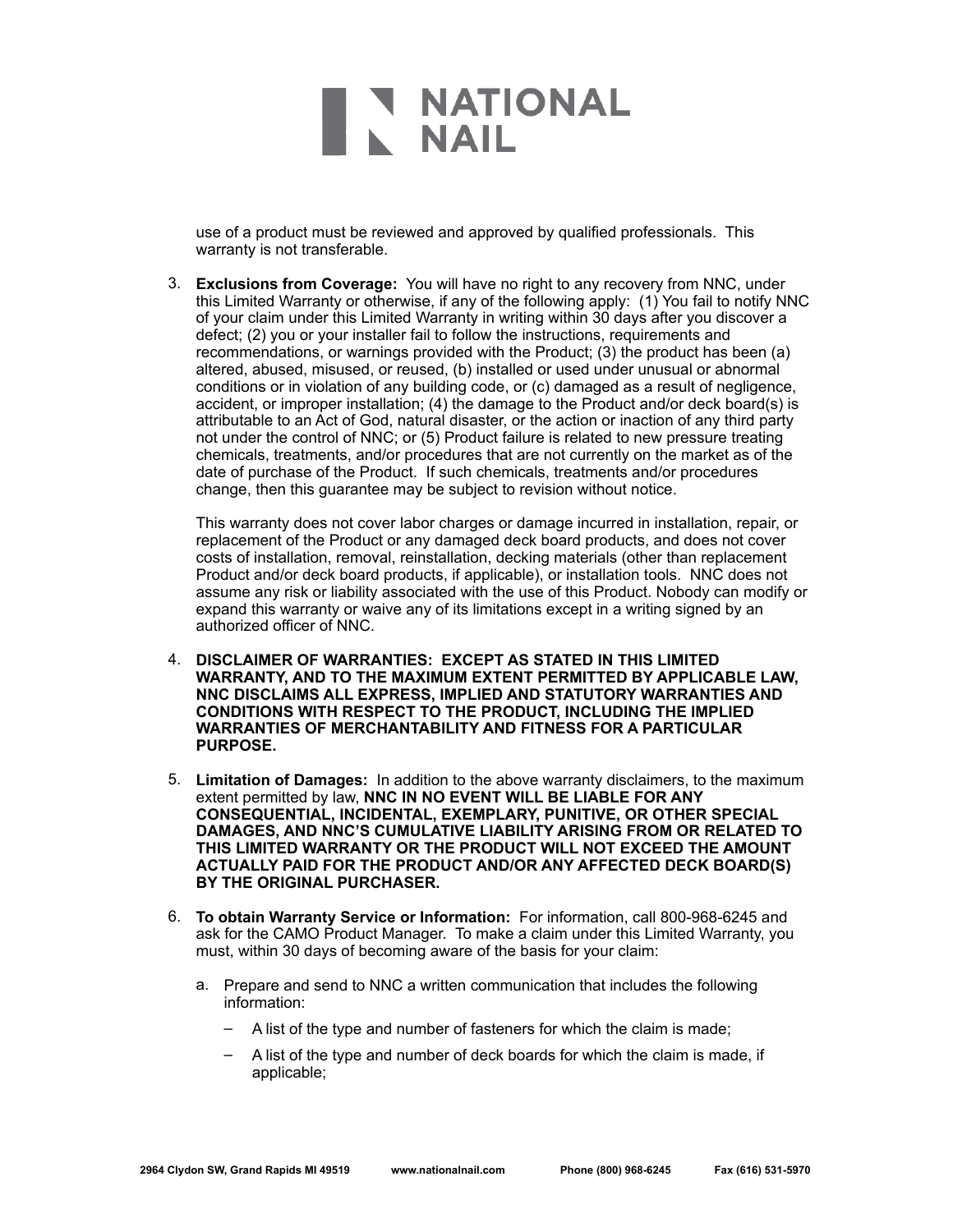use of a product must be reviewed and approved by qualified professionals. This warranty is not transferable.

3. **Exclusions from Coverage:** You will have no right to any recovery from NNC, under this Limited Warranty or otherwise, if any of the following apply: (1) You fail to notify NNC of your claim under this Limited Warranty in writing within 30 days after you discover a defect; (2) you or your installer fail to follow the instructions, requirements and recommendations, or warnings provided with the Product; (3) the product has been (a) altered, abused, misused, or reused, (b) installed or used under unusual or abnormal conditions or in violation of any building code, or (c) damaged as a result of negligence, accident, or improper installation; (4) the damage to the Product and/or deck board(s) is attributable to an Act of God, natural disaster, or the action or inaction of any third party not under the control of NNC; or (5) Product failure is related to new pressure treating chemicals, treatments, and/or procedures that are not currently on the market as of the date of purchase of the Product. If such chemicals, treatments and/or procedures change, then this guarantee may be subject to revision without notice.

   This warranty does not cover labor charges or damage incurred in installation, repair, or replacement of the Product or any damaged deck board products, and does not cover costs of installation, removal, reinstallation, decking materials (other than replacement Product and/or deck board products, if applicable), or installation tools. NNC does not assume any risk or liability associated with the use of this Product. Nobody can modify or expand this warranty or waive any of its limitations except in a writing signed by an authorized officer of NNC.

4. **DISCLAIMER OF WARRANTIES: EXCEPT AS STATED IN THIS LIMITED WARRANTY, AND TO THE MAXIMUM EXTENT PERMITTED BY APPLICABLE LAW, NNC DISCLAIMS ALL EXPRESS, IMPLIED AND STATUTORY WARRANTIES AND CONDITIONS WITH RESPECT TO THE PRODUCT, INCLUDING THE IMPLIED WARRANTIES OF MERCHANTABILITY AND FITNESS FOR A PARTICULAR PURPOSE.**

5. **Limitation of Damages:** In addition to the above warranty disclaimers, to the maximum extent permitted by law, **NNC IN NO EVENT WILL BE LIABLE FOR ANY CONSEQUENTIAL, INCIDENTAL, EXEMPLARY, PUNITIVE, OR OTHER SPECIAL DAMAGES, AND NNC'S CUMULATIVE LIABILITY ARISING FROM OR RELATED TO THIS LIMITED WARRANTY OR THE PRODUCT WILL NOT EXCEED THE AMOUNT ACTUALLY PAID FOR THE PRODUCT AND/OR ANY AFFECTED DECK BOARD(S) BY THE ORIGINAL PURCHASER.**

6. **To obtain Warranty Service or Information:** For information, call 800-968-6245 and ask for the CAMO Product Manager. To make a claim under this Limited Warranty, you must, within 30 days of becoming aware of the basis for your claim:

   a. Prepare and send to NNC a written communication that includes the following information:

      – A list of the type and number of fasteners for which the claim is made;

      – A list of the type and number of deck boards for which the claim is made, if applicable;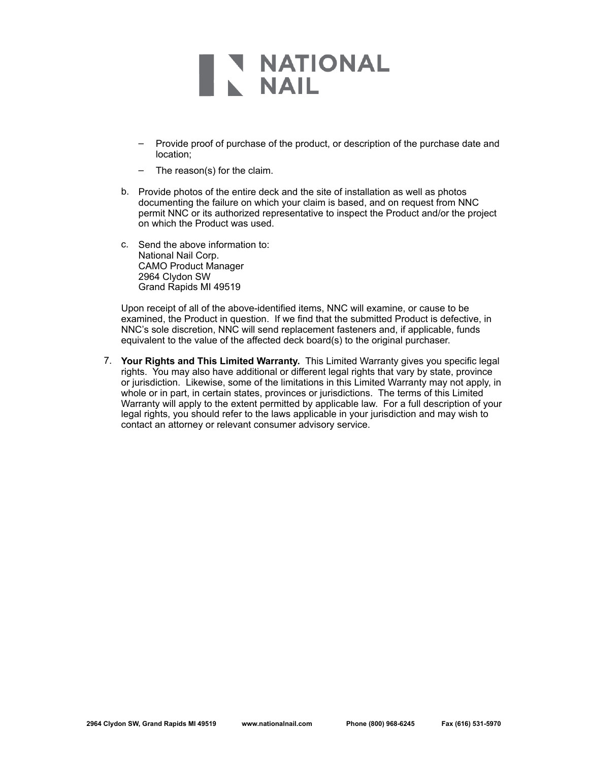– Provide proof of purchase of the product, or description of the purchase date and location;

– The reason(s) for the claim.

b. Provide photos of the entire deck and the site of installation as well as photos documenting the failure on which your claim is based, and on request from NNC permit NNC or its authorized representative to inspect the Product and/or the project on which the Product was used.

c. Send the above information to:
National Nail Corp.
CAMO Product Manager
2964 Clydon SW
Grand Rapids MI 49519

Upon receipt of all of the above-identified items, NNC will examine, or cause to be examined, the Product in question. If we find that the submitted Product is defective, in NNC's sole discretion, NNC will send replacement fasteners and, if applicable, funds equivalent to the value of the affected deck board(s) to the original purchaser.

7. **Your Rights and This Limited Warranty.** This Limited Warranty gives you specific legal rights. You may also have additional or different legal rights that vary by state, province or jurisdiction. Likewise, some of the limitations in this Limited Warranty may not apply, in whole or in part, in certain states, provinces or jurisdictions. The terms of this Limited Warranty will apply to the extent permitted by applicable law. For a full description of your legal rights, you should refer to the laws applicable in your jurisdiction and may wish to contact an attorney or relevant consumer advisory service.